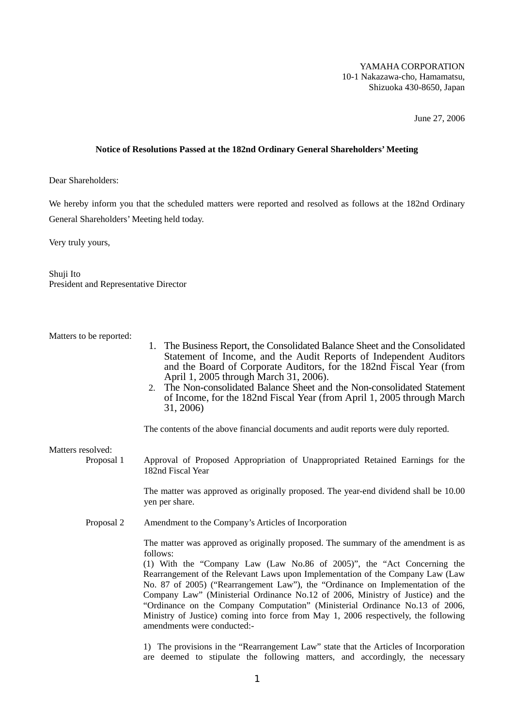YAMAHA CORPORATION
10-1 Nakazawa-cho, Hamamatsu,
Shizuoka 430-8650, Japan

June 27, 2006

**Notice of Resolutions Passed at the 182nd Ordinary General Shareholders' Meeting**

Dear Shareholders:

We hereby inform you that the scheduled matters were reported and resolved as follows at the 182nd Ordinary General Shareholders' Meeting held today.

Very truly yours,

Shuji Ito
President and Representative Director

Matters to be reported:

1. The Business Report, the Consolidated Balance Sheet and the Consolidated Statement of Income, and the Audit Reports of Independent Auditors and the Board of Corporate Auditors, for the 182nd Fiscal Year (from April 1, 2005 through March 31, 2006).
2. The Non-consolidated Balance Sheet and the Non-consolidated Statement of Income, for the 182nd Fiscal Year (from April 1, 2005 through March 31, 2006)

The contents of the above financial documents and audit reports were duly reported.

Matters resolved:

Proposal 1 Approval of Proposed Appropriation of Unappropriated Retained Earnings for the 182nd Fiscal Year

The matter was approved as originally proposed. The year-end dividend shall be 10.00 yen per share.

Proposal 2 Amendment to the Company's Articles of Incorporation

The matter was approved as originally proposed. The summary of the amendment is as follows:
(1) With the "Company Law (Law No.86 of 2005)", the "Act Concerning the Rearrangement of the Relevant Laws upon Implementation of the Company Law (Law No. 87 of 2005) ("Rearrangement Law"), the "Ordinance on Implementation of the Company Law" (Ministerial Ordinance No.12 of 2006, Ministry of Justice) and the "Ordinance on the Company Computation" (Ministerial Ordinance No.13 of 2006, Ministry of Justice) coming into force from May 1, 2006 respectively, the following amendments were conducted:-

1) The provisions in the "Rearrangement Law" state that the Articles of Incorporation are deemed to stipulate the following matters, and accordingly, the necessary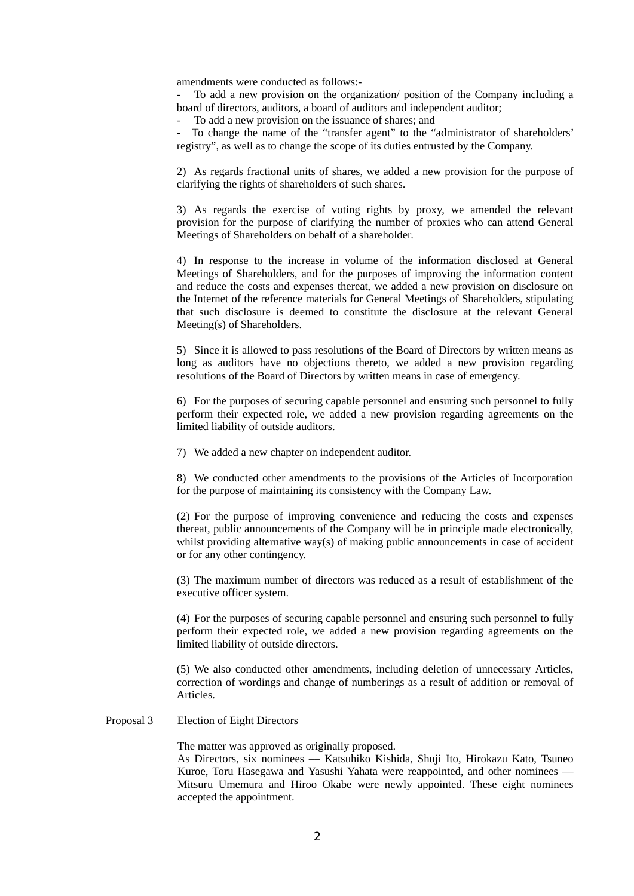amendments were conducted as follows:-

- To add a new provision on the organization/ position of the Company including a board of directors, auditors, a board of auditors and independent auditor;
- To add a new provision on the issuance of shares; and
- To change the name of the "transfer agent" to the "administrator of shareholders' registry", as well as to change the scope of its duties entrusted by the Company.

2) As regards fractional units of shares, we added a new provision for the purpose of clarifying the rights of shareholders of such shares.

3) As regards the exercise of voting rights by proxy, we amended the relevant provision for the purpose of clarifying the number of proxies who can attend General Meetings of Shareholders on behalf of a shareholder.

4) In response to the increase in volume of the information disclosed at General Meetings of Shareholders, and for the purposes of improving the information content and reduce the costs and expenses thereat, we added a new provision on disclosure on the Internet of the reference materials for General Meetings of Shareholders, stipulating that such disclosure is deemed to constitute the disclosure at the relevant General Meeting(s) of Shareholders.

5) Since it is allowed to pass resolutions of the Board of Directors by written means as long as auditors have no objections thereto, we added a new provision regarding resolutions of the Board of Directors by written means in case of emergency.

6) For the purposes of securing capable personnel and ensuring such personnel to fully perform their expected role, we added a new provision regarding agreements on the limited liability of outside auditors.

7) We added a new chapter on independent auditor.

8) We conducted other amendments to the provisions of the Articles of Incorporation for the purpose of maintaining its consistency with the Company Law.

(2) For the purpose of improving convenience and reducing the costs and expenses thereat, public announcements of the Company will be in principle made electronically, whilst providing alternative way(s) of making public announcements in case of accident or for any other contingency.

(3) The maximum number of directors was reduced as a result of establishment of the executive officer system.

(4) For the purposes of securing capable personnel and ensuring such personnel to fully perform their expected role, we added a new provision regarding agreements on the limited liability of outside directors.

(5) We also conducted other amendments, including deletion of unnecessary Articles, correction of wordings and change of numberings as a result of addition or removal of Articles.

Proposal 3 Election of Eight Directors

The matter was approved as originally proposed.
As Directors, six nominees — Katsuhiko Kishida, Shuji Ito, Hirokazu Kato, Tsuneo Kuroe, Toru Hasegawa and Yasushi Yahata were reappointed, and other nominees — Mitsuru Umemura and Hiroo Okabe were newly appointed. These eight nominees accepted the appointment.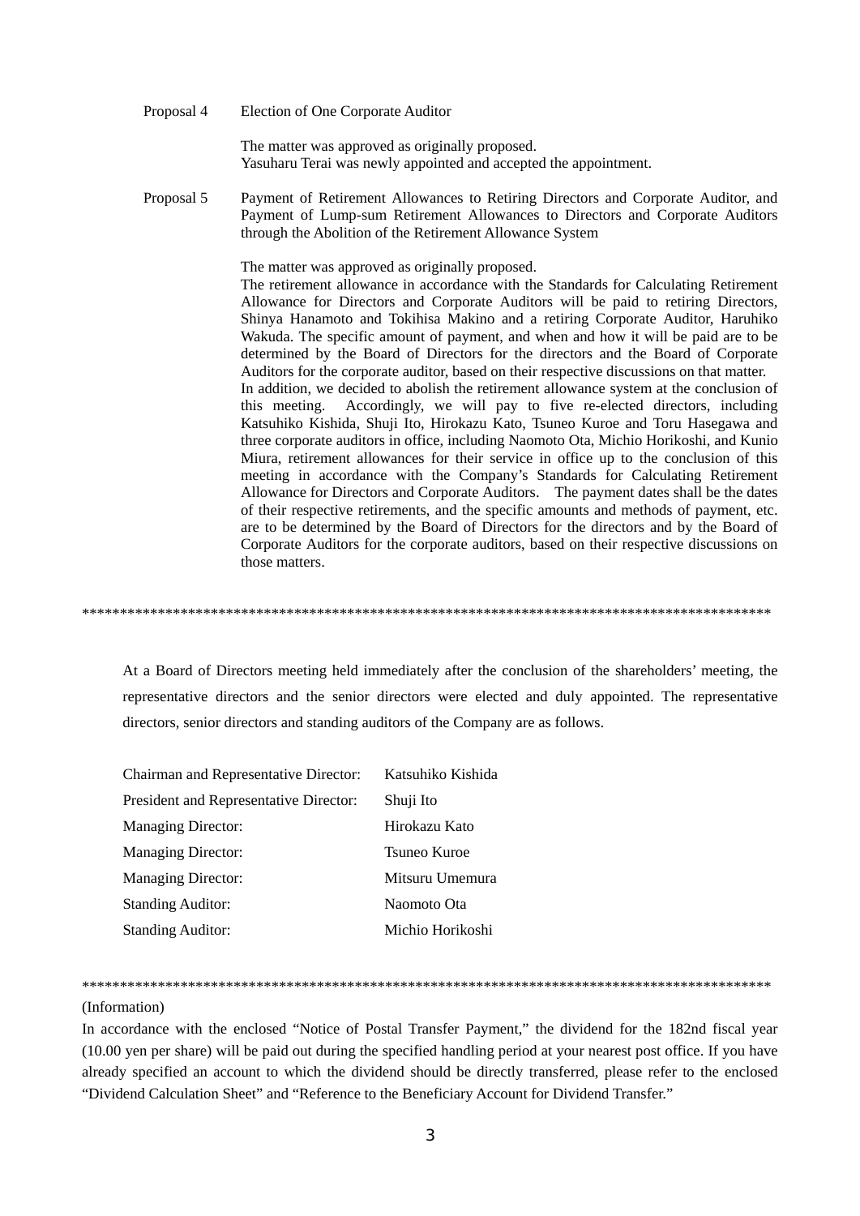Proposal 4 Election of One Corporate Auditor

The matter was approved as originally proposed.
Yasuharu Terai was newly appointed and accepted the appointment.

Proposal 5 Payment of Retirement Allowances to Retiring Directors and Corporate Auditor, and Payment of Lump-sum Retirement Allowances to Directors and Corporate Auditors through the Abolition of the Retirement Allowance System

The matter was approved as originally proposed.
The retirement allowance in accordance with the Standards for Calculating Retirement Allowance for Directors and Corporate Auditors will be paid to retiring Directors, Shinya Hanamoto and Tokihisa Makino and a retiring Corporate Auditor, Haruhiko Wakuda. The specific amount of payment, and when and how it will be paid are to be determined by the Board of Directors for the directors and the Board of Corporate Auditors for the corporate auditor, based on their respective discussions on that matter.
In addition, we decided to abolish the retirement allowance system at the conclusion of this meeting. Accordingly, we will pay to five re-elected directors, including Katsuhiko Kishida, Shuji Ito, Hirokazu Kato, Tsuneo Kuroe and Toru Hasegawa and three corporate auditors in office, including Naomoto Ota, Michio Horikoshi, and Kunio Miura, retirement allowances for their service in office up to the conclusion of this meeting in accordance with the Company's Standards for Calculating Retirement Allowance for Directors and Corporate Auditors. The payment dates shall be the dates of their respective retirements, and the specific amounts and methods of payment, etc. are to be determined by the Board of Directors for the directors and by the Board of Corporate Auditors for the corporate auditors, based on their respective discussions on those matters.

*******************************************************************************************

At a Board of Directors meeting held immediately after the conclusion of the shareholders' meeting, the representative directors and the senior directors were elected and duly appointed. The representative directors, senior directors and standing auditors of the Company are as follows.

| | |
|---|---|
| Chairman and Representative Director: | Katsuhiko Kishida |
| President and Representative Director: | Shuji Ito |
| Managing Director: | Hirokazu Kato |
| Managing Director: | Tsuneo Kuroe |
| Managing Director: | Mitsuru Umemura |
| Standing Auditor: | Naomoto Ota |
| Standing Auditor: | Michio Horikoshi |

*******************************************************************************************

(Information)

In accordance with the enclosed "Notice of Postal Transfer Payment," the dividend for the 182nd fiscal year (10.00 yen per share) will be paid out during the specified handling period at your nearest post office. If you have already specified an account to which the dividend should be directly transferred, please refer to the enclosed "Dividend Calculation Sheet" and "Reference to the Beneficiary Account for Dividend Transfer."